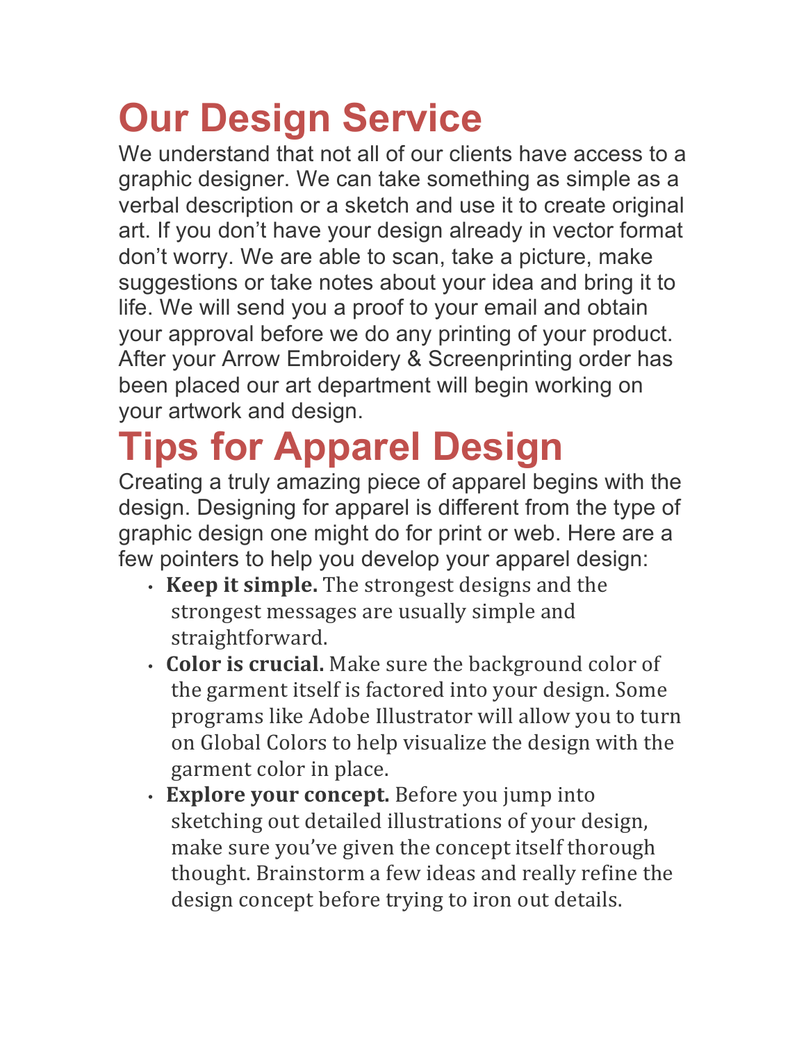# Our Design Service

We understand that not all of our clients have access to a graphic designer. We can take something as simple as a verbal description or a sketch and use it to create original art. If you don't have your design already in vector format don't worry. We are able to scan, take a picture, make suggestions or take notes about your idea and bring it to life. We will send you a proof to your email and obtain your approval before we do any printing of your product. After your Arrow Embroidery & Screenprinting order has been placed our art department will begin working on your artwork and design.

# Tips for Apparel Design

Creating a truly amazing piece of apparel begins with the design. Designing for apparel is different from the type of graphic design one might do for print or web. Here are a few pointers to help you develop your apparel design:

- **Keep it simple.** The strongest designs and the strongest messages are usually simple and straightforward.
- **Color is crucial.** Make sure the background color of the garment itself is factored into your design. Some programs like Adobe Illustrator will allow you to turn on Global Colors to help visualize the design with the garment color in place.
- **Explore your concept.** Before you jump into sketching out detailed illustrations of your design, make sure you've given the concept itself thorough thought. Brainstorm a few ideas and really refine the design concept before trying to iron out details.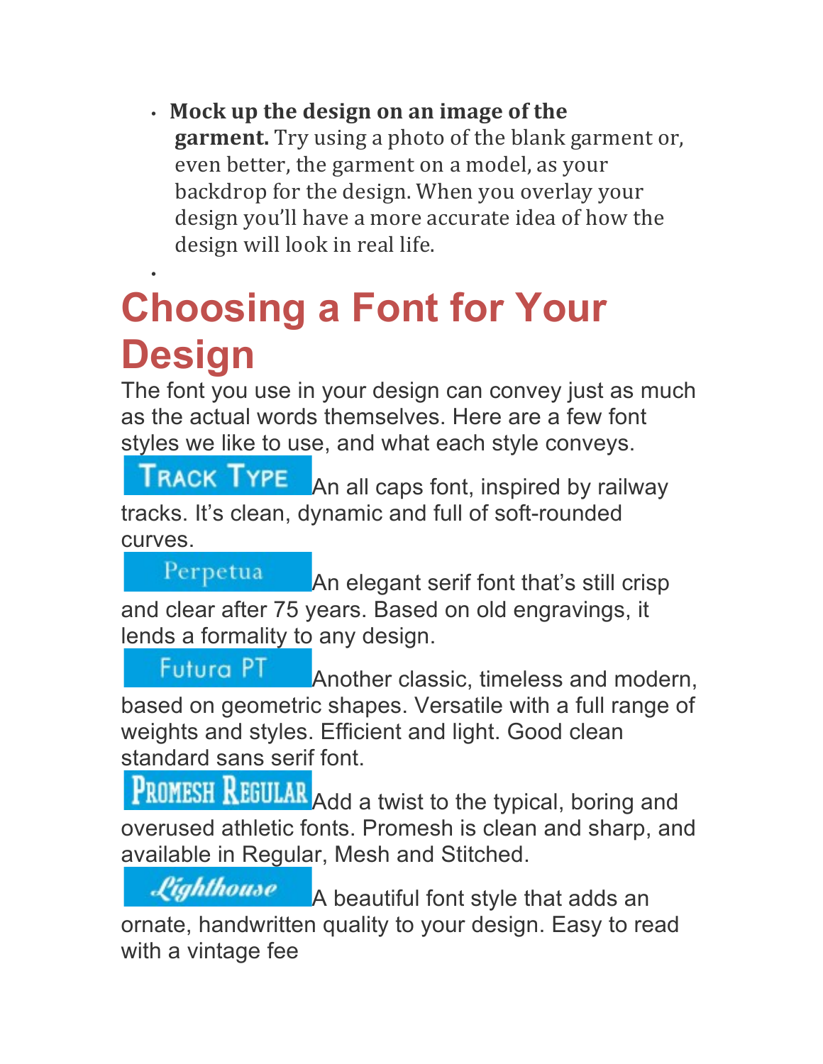- **Mock up the design on an image of the garment.** Try using a photo of the blank garment or, even better, the garment on a model, as your backdrop for the design. When you overlay your design you'll have a more accurate idea of how the design will look in real life.

# Choosing a Font for Your Design

The font you use in your design can convey just as much as the actual words themselves. Here are a few font styles we like to use, and what each style conveys.

TRACK TYPE An all caps font, inspired by railway tracks. It's clean, dynamic and full of soft-rounded curves.

Perpetua An elegant serif font that's still crisp and clear after 75 years. Based on old engravings, it lends a formality to any design.

Futura PT Another classic, timeless and modern, based on geometric shapes. Versatile with a full range of weights and styles. Efficient and light. Good clean standard sans serif font.

PROMESH REGULAR Add a twist to the typical, boring and overused athletic fonts. Promesh is clean and sharp, and available in Regular, Mesh and Stitched.

Lighthouse A beautiful font style that adds an ornate, handwritten quality to your design. Easy to read with a vintage fee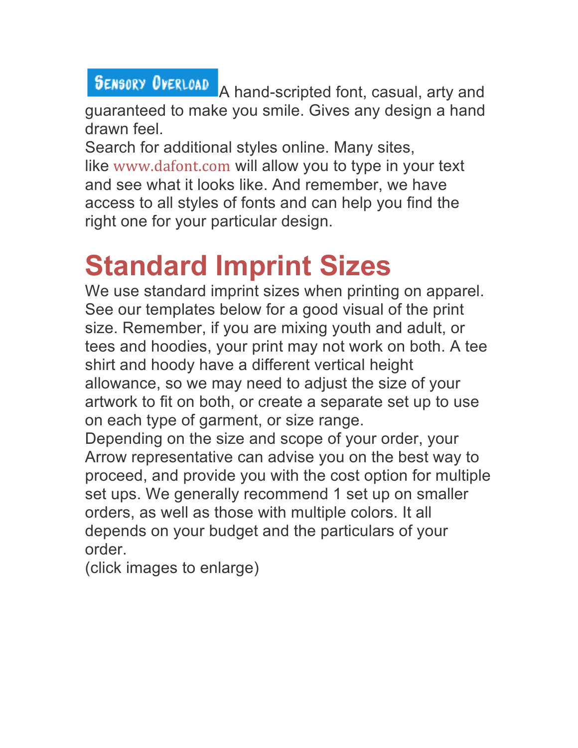**Sensory Overload** A hand-scripted font, casual, arty and guaranteed to make you smile. Gives any design a hand drawn feel.

Search for additional styles online. Many sites, like www.dafont.com will allow you to type in your text and see what it looks like. And remember, we have access to all styles of fonts and can help you find the right one for your particular design.

# Standard Imprint Sizes

We use standard imprint sizes when printing on apparel. See our templates below for a good visual of the print size. Remember, if you are mixing youth and adult, or tees and hoodies, your print may not work on both. A tee shirt and hoody have a different vertical height allowance, so we may need to adjust the size of your artwork to fit on both, or create a separate set up to use on each type of garment, or size range.

Depending on the size and scope of your order, your Arrow representative can advise you on the best way to proceed, and provide you with the cost option for multiple set ups. We generally recommend 1 set up on smaller orders, as well as those with multiple colors. It all depends on your budget and the particulars of your order.

(click images to enlarge)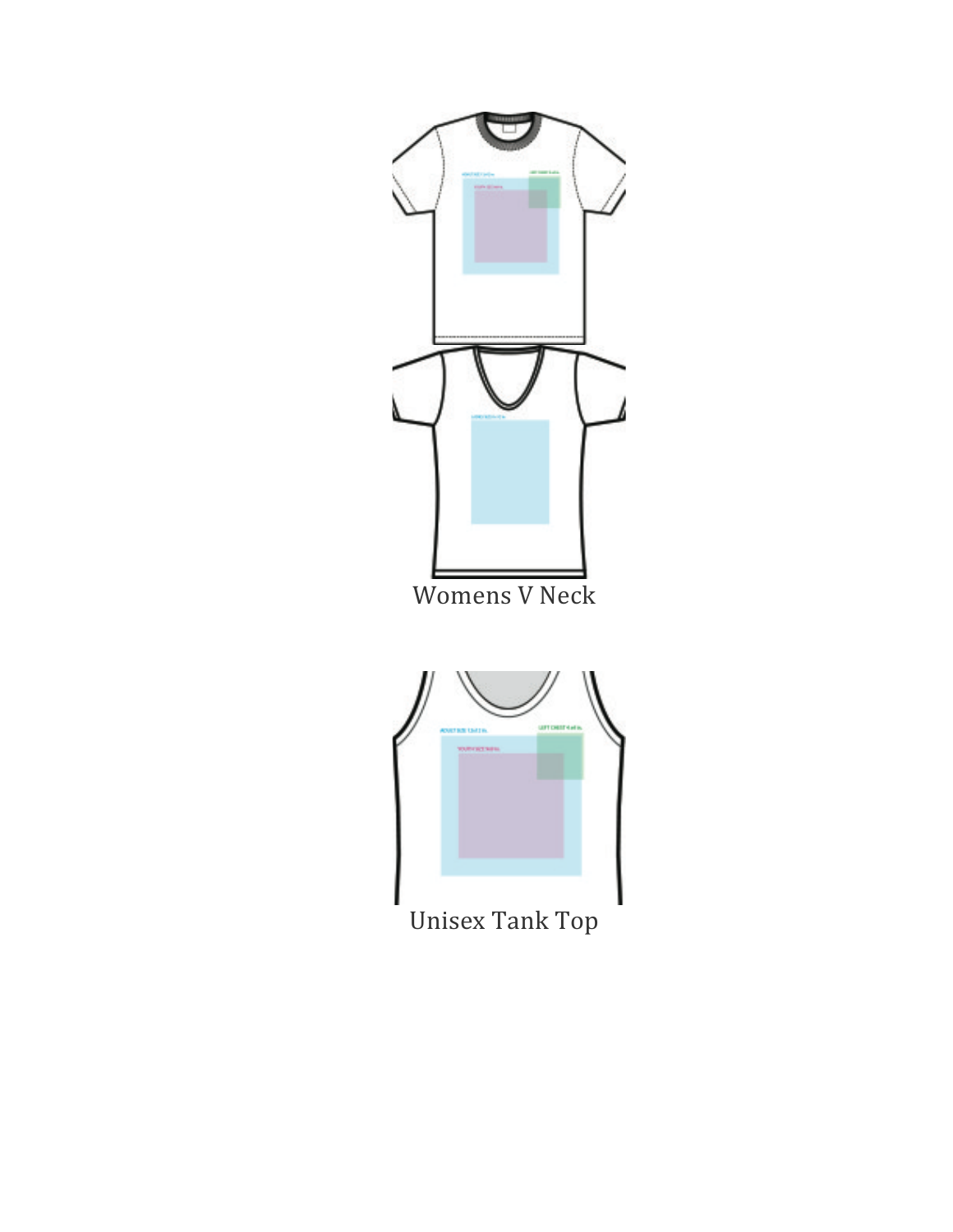Womens V Neck

Unisex Tank Top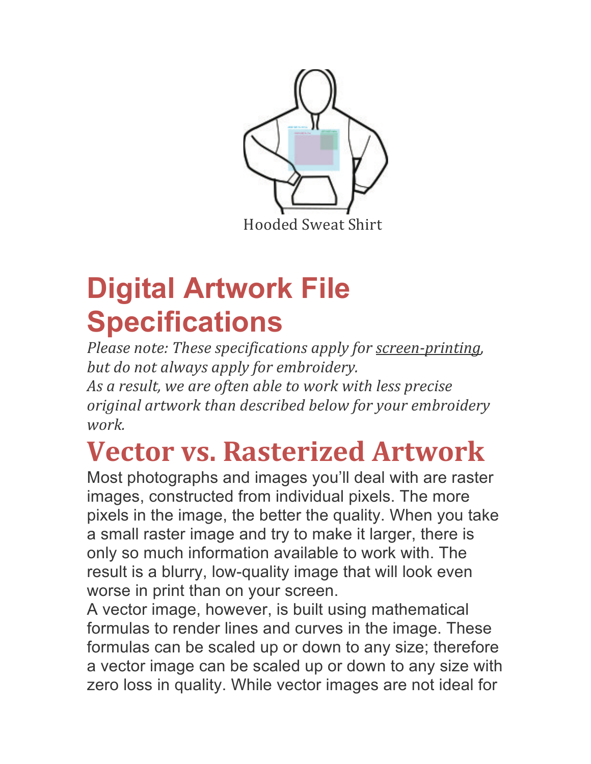Hooded Sweat Shirt

# Digital Artwork File Specifications

*Please note: These specifications apply for screen-printing, but do not always apply for embroidery.*
*As a result, we are often able to work with less precise original artwork than described below for your embroidery work.*

## Vector vs. Rasterized Artwork

Most photographs and images you'll deal with are raster images, constructed from individual pixels. The more pixels in the image, the better the quality. When you take a small raster image and try to make it larger, there is only so much information available to work with. The result is a blurry, low-quality image that will look even worse in print than on your screen.

A vector image, however, is built using mathematical formulas to render lines and curves in the image. These formulas can be scaled up or down to any size; therefore a vector image can be scaled up or down to any size with zero loss in quality. While vector images are not ideal for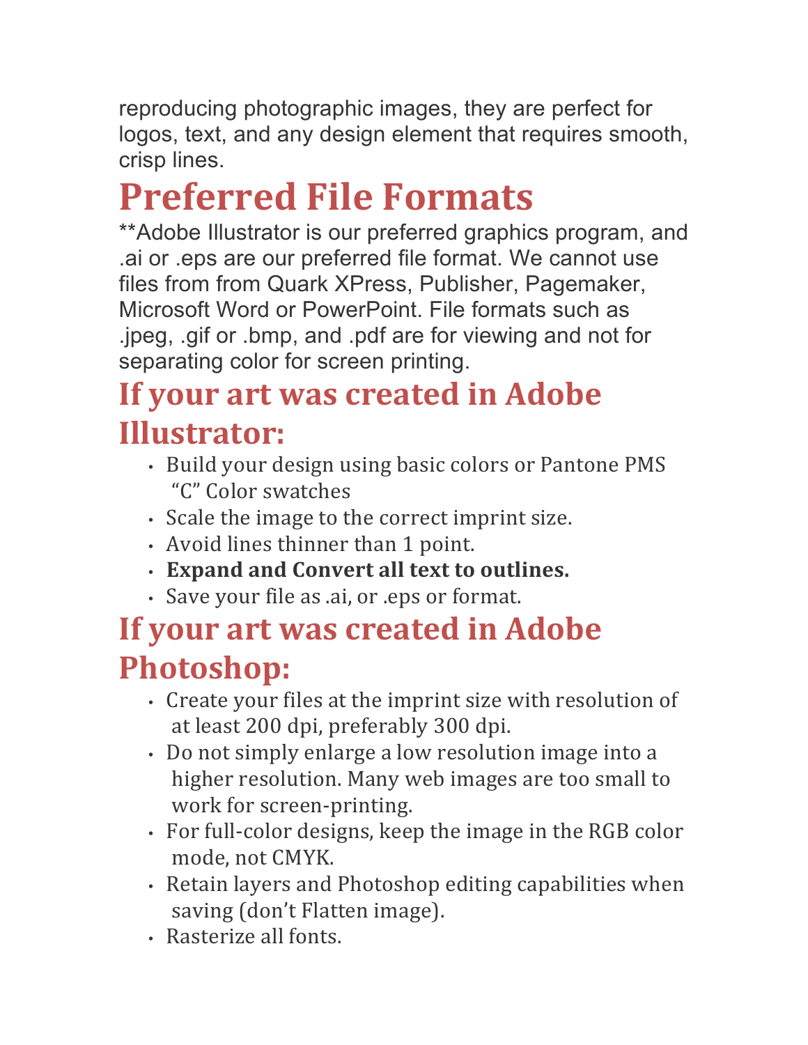reproducing photographic images, they are perfect for logos, text, and any design element that requires smooth, crisp lines.

# Preferred File Formats

**Adobe Illustrator is our preferred graphics program, and .ai or .eps are our preferred file format. We cannot use files from from Quark XPress, Publisher, Pagemaker, Microsoft Word or PowerPoint. File formats such as .jpeg, .gif or .bmp, and .pdf are for viewing and not for separating color for screen printing.

## If your art was created in Adobe Illustrator:

- Build your design using basic colors or Pantone PMS "C" Color swatches
- Scale the image to the correct imprint size.
- Avoid lines thinner than 1 point.
- **Expand and Convert all text to outlines.**
- Save your file as .ai, or .eps or format.

## If your art was created in Adobe Photoshop:

- Create your files at the imprint size with resolution of at least 200 dpi, preferably 300 dpi.
- Do not simply enlarge a low resolution image into a higher resolution. Many web images are too small to work for screen-printing.
- For full-color designs, keep the image in the RGB color mode, not CMYK.
- Retain layers and Photoshop editing capabilities when saving (don't Flatten image).
- Rasterize all fonts.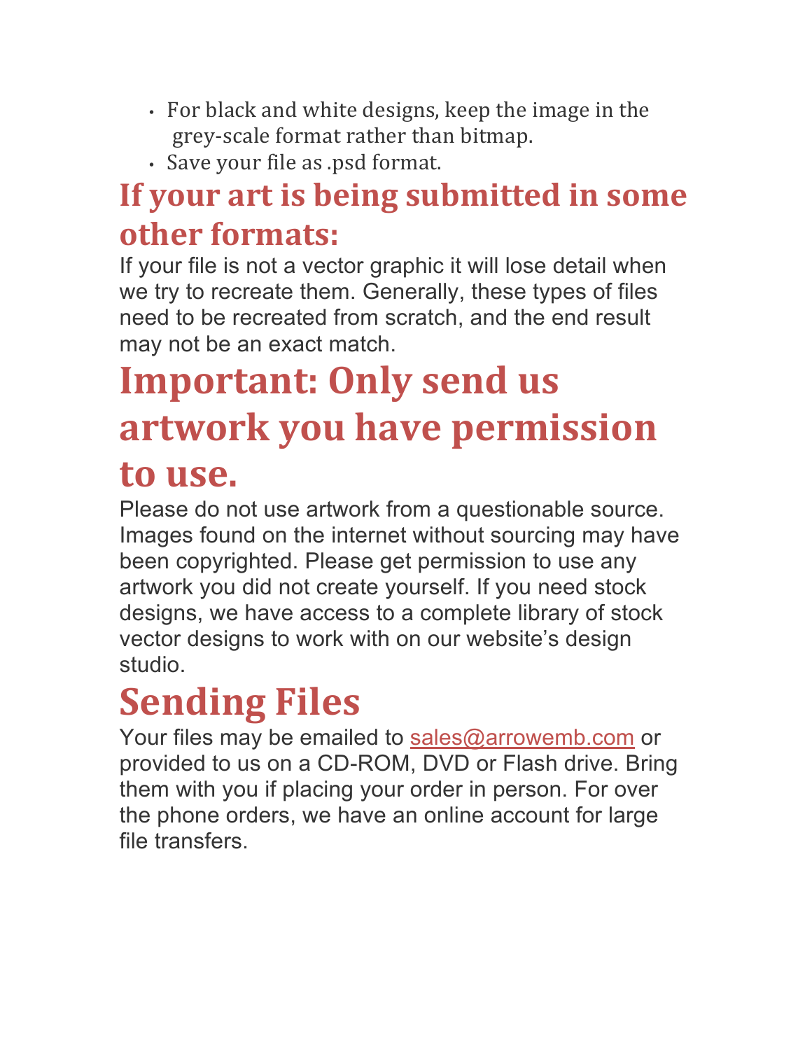- For black and white designs, keep the image in the grey-scale format rather than bitmap.
- Save your file as .psd format.

## If your art is being submitted in some other formats:

If your file is not a vector graphic it will lose detail when we try to recreate them. Generally, these types of files need to be recreated from scratch, and the end result may not be an exact match.

# Important: Only send us artwork you have permission to use.

Please do not use artwork from a questionable source. Images found on the internet without sourcing may have been copyrighted. Please get permission to use any artwork you did not create yourself. If you need stock designs, we have access to a complete library of stock vector designs to work with on our website's design studio.

# Sending Files

Your files may be emailed to sales@arrowemb.com or provided to us on a CD-ROM, DVD or Flash drive. Bring them with you if placing your order in person. For over the phone orders, we have an online account for large file transfers.